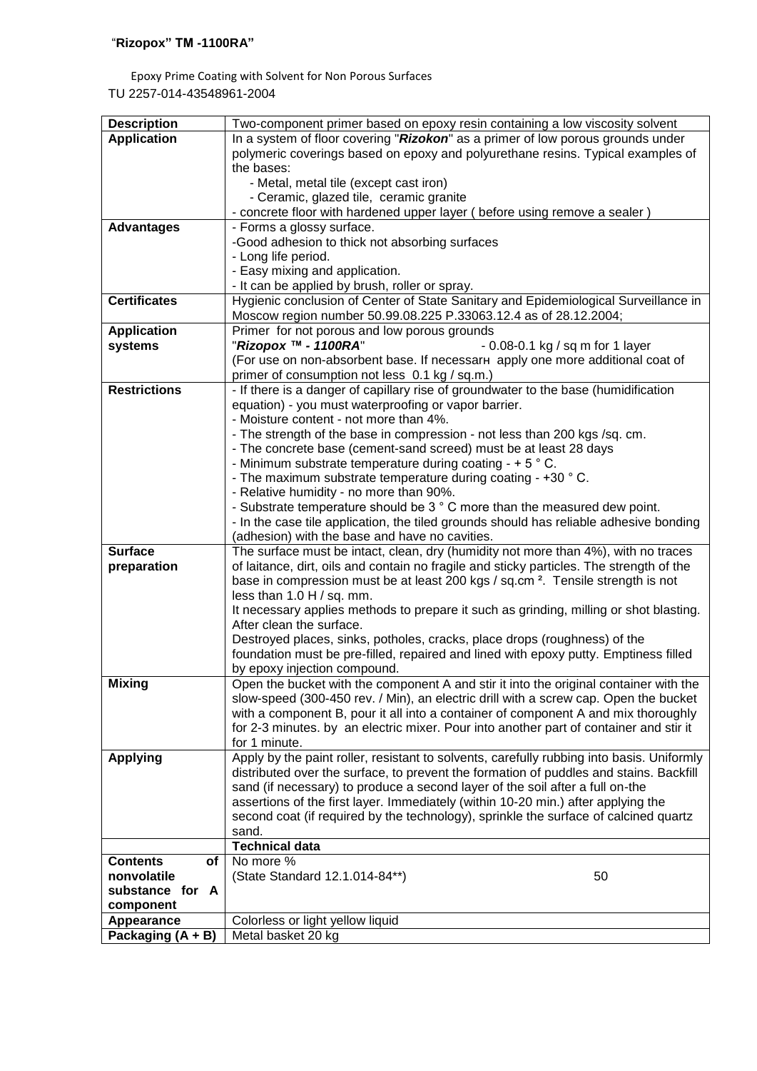**"Rizopox" TM -1100RA"**

Epoxy Prime Coating with Solvent for Non Porous Surfaces

TU 2257-014-43548961-2004

| **Description** | Two-component primer based on epoxy resin containing a low viscosity solvent |
|---|---|
| **Application** | In a system of floor covering "***Rizokon***" as a primer of low porous grounds under polymeric coverings based on epoxy and polyurethane resins. Typical examples of the bases:<br>- Metal, metal tile (except cast iron)<br>- Ceramic, glazed tile, ceramic granite<br>- concrete floor with hardened upper layer ( before using remove a sealer ) |
| **Advantages** | - Forms a glossy surface.<br>-Good adhesion to thick not absorbing surfaces<br>- Long life period.<br>- Easy mixing and application.<br>- It can be applied by brush, roller or spray. |
| **Certificates** | Hygienic conclusion of Center of State Sanitary and Epidemiological Surveillance in Moscow region number 50.99.08.225 P.33063.12.4 as of 28.12.2004; |
| **Application systems** | Primer for not porous and low porous grounds<br>"***Rizopox ™ - 1100RA***" - 0.08-0.1 kg / sq m for 1 layer<br>(For use on non-absorbent base. If necessarн apply one more additional coat of primer of consumption not less 0.1 kg / sq.m.) |
| **Restrictions** | - If there is a danger of capillary rise of groundwater to the base (humidification equation) - you must waterproofing or vapor barrier.<br>- Moisture content - not more than 4%.<br>- The strength of the base in compression - not less than 200 kgs /sq. cm.<br>- The concrete base (cement-sand screed) must be at least 28 days<br>- Minimum substrate temperature during coating - + 5 ° C.<br>- The maximum substrate temperature during coating - +30 ° C.<br>- Relative humidity - no more than 90%.<br>- Substrate temperature should be 3 ° C more than the measured dew point.<br>- In the case tile application, the tiled grounds should has reliable adhesive bonding (adhesion) with the base and have no cavities. |
| **Surface preparation** | The surface must be intact, clean, dry (humidity not more than 4%), with no traces of laitance, dirt, oils and contain no fragile and sticky particles. The strength of the base in compression must be at least 200 kgs / sq.cm ². Tensile strength is not less than 1.0 H / sq. mm.<br>It necessary applies methods to prepare it such as grinding, milling or shot blasting. After clean the surface.<br>Destroyed places, sinks, potholes, cracks, place drops (roughness) of the foundation must be pre-filled, repaired and lined with epoxy putty. Emptiness filled by epoxy injection compound. |
| **Mixing** | Open the bucket with the component A and stir it into the original container with the slow-speed (300-450 rev. / Min), an electric drill with a screw cap. Open the bucket with a component B, pour it all into a container of component A and mix thoroughly for 2-3 minutes. by an electric mixer. Pour into another part of container and stir it for 1 minute. |
| **Applying** | Apply by the paint roller, resistant to solvents, carefully rubbing into basis. Uniformly distributed over the surface, to prevent the formation of puddles and stains. Backfill sand (if necessary) to produce a second layer of the soil after a full on-the assertions of the first layer. Immediately (within 10-20 min.) after applying the second coat (if required by the technology), sprinkle the surface of calcined quartz sand. |
| | **Technical data** |
| **Contents of nonvolatile substance for A component** | No more %<br>(State Standard 12.1.014-84**) 50 |
| **Appearance** | Colorless or light yellow liquid |
| **Packaging (A + B)** | Metal basket 20 kg |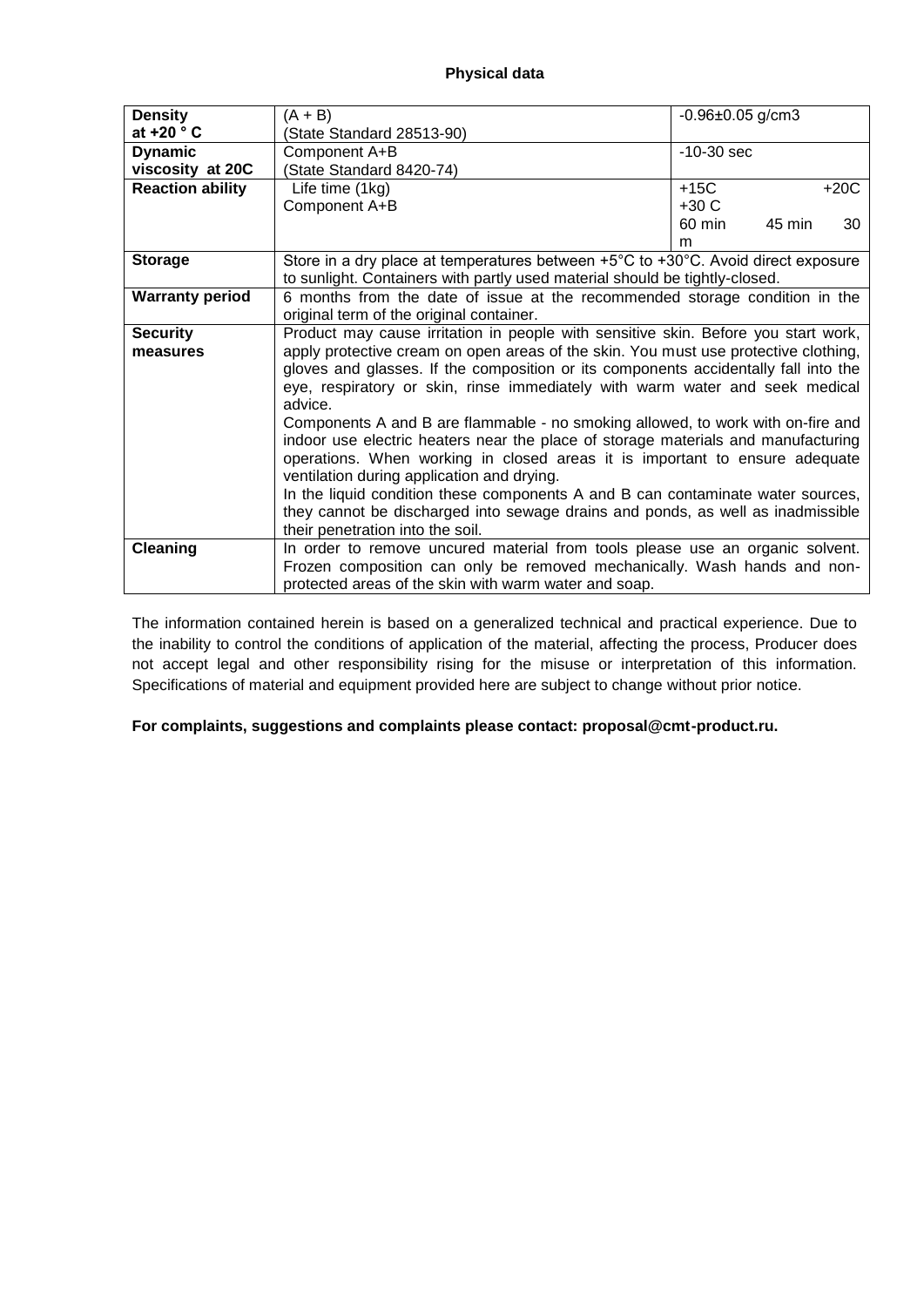**Physical data**

| | | |
|---|---|---|
| **Density at +20 ° C** | (A + B) (State Standard 28513-90) | -0.96±0.05 g/cm3 |
| **Dynamic viscosity at 20C** | Component A+B (State Standard 8420-74) | -10-30 sec |
| **Reaction ability** | Life time (1kg) Component A+B | +15C +20C +30 C 60 min 45 min 30 m |
| **Storage** | Store in a dry place at temperatures between +5°C to +30°C. Avoid direct exposure to sunlight. Containers with partly used material should be tightly-closed. | |
| **Warranty period** | 6 months from the date of issue at the recommended storage condition in the original term of the original container. | |
| **Security measures** | Product may cause irritation in people with sensitive skin. Before you start work, apply protective cream on open areas of the skin. You must use protective clothing, gloves and glasses. If the composition or its components accidentally fall into the eye, respiratory or skin, rinse immediately with warm water and seek medical advice.<br>Components A and B are flammable - no smoking allowed, to work with on-fire and indoor use electric heaters near the place of storage materials and manufacturing operations. When working in closed areas it is important to ensure adequate ventilation during application and drying.<br>In the liquid condition these components A and B can contaminate water sources, they cannot be discharged into sewage drains and ponds, as well as inadmissible their penetration into the soil. | |
| **Cleaning** | In order to remove uncured material from tools please use an organic solvent. Frozen composition can only be removed mechanically. Wash hands and non-protected areas of the skin with warm water and soap. | |

The information contained herein is based on a generalized technical and practical experience. Due to the inability to control the conditions of application of the material, affecting the process, Producer does not accept legal and other responsibility rising for the misuse or interpretation of this information. Specifications of material and equipment provided here are subject to change without prior notice.

**For complaints, suggestions and complaints please contact: proposal@cmt-product.ru.**